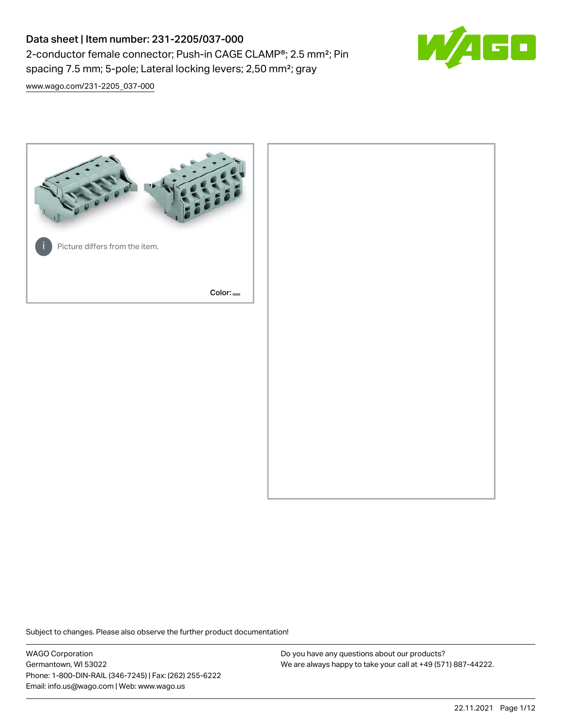# Data sheet | Item number: 231-2205/037-000

2-conductor female connector; Push-in CAGE CLAMP®; 2.5 mm²; Pin spacing 7.5 mm; 5-pole; Lateral locking levers; 2,50 mm²; gray

www.wago.com/231-2205_037-000

Picture differs from the item.

Color:

Subject to changes. Please also observe the further product documentation!

WAGO Corporation
Germantown, WI 53022
Phone: 1-800-DIN-RAIL (346-7245) | Fax: (262) 255-6222
Email: info.us@wago.com | Web: www.wago.us

Do you have any questions about our products?
We are always happy to take your call at +49 (571) 887-44222.

22.11.2021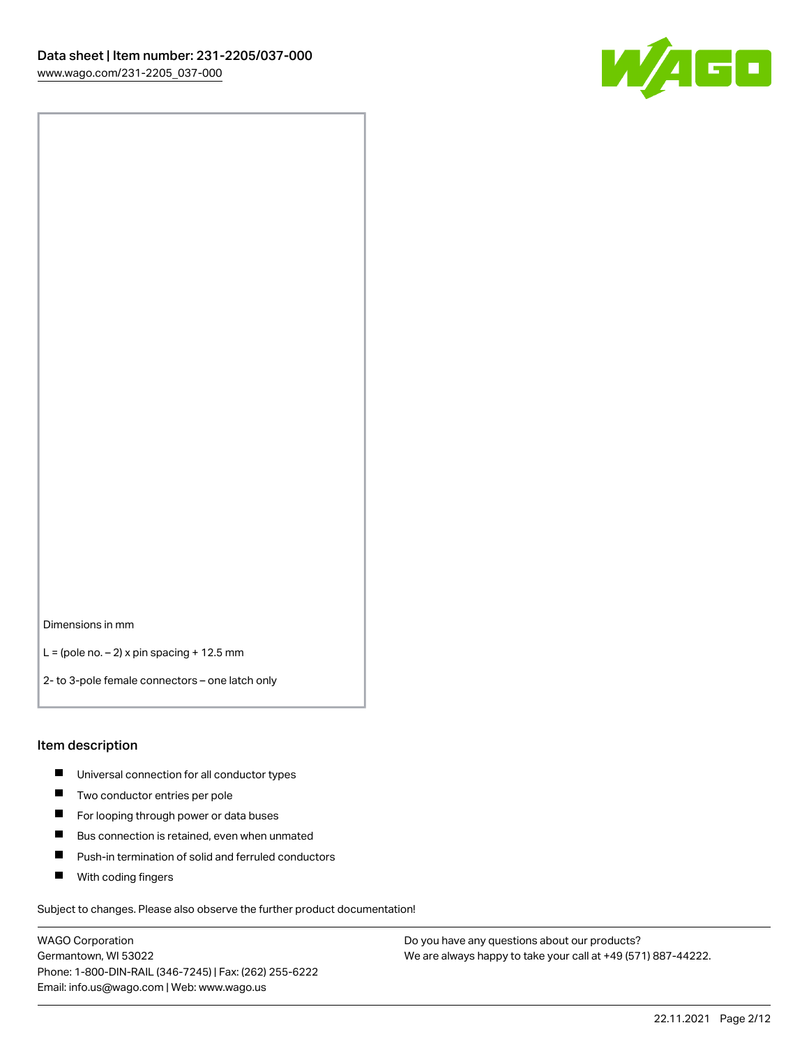Dimensions in mm

L = (pole no. – 2) x pin spacing + 12.5 mm

2- to 3-pole female connectors – one latch only

## Item description

- Universal connection for all conductor types
- Two conductor entries per pole
- For looping through power or data buses
- Bus connection is retained, even when unmated
- Push-in termination of solid and ferruled conductors
- With coding fingers

Subject to changes. Please also observe the further product documentation!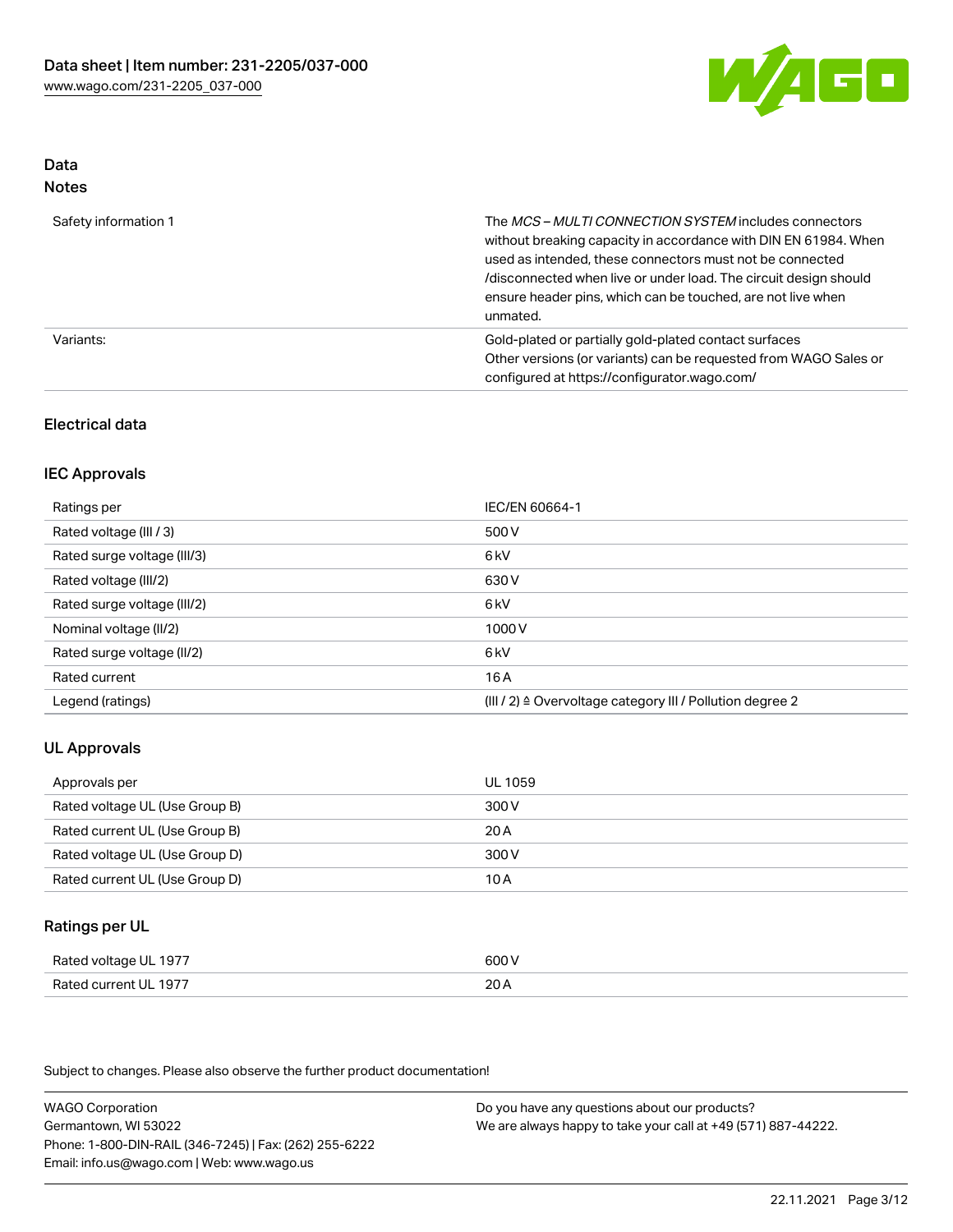## Data
### Notes

| | |
|---|---|
| Safety information 1 | The *MCS – MULTI CONNECTION SYSTEM* includes connectors without breaking capacity in accordance with DIN EN 61984. When used as intended, these connectors must not be connected /disconnected when live or under load. The circuit design should ensure header pins, which can be touched, are not live when unmated. |
| Variants: | Gold-plated or partially gold-plated contact surfaces<br>Other versions (or variants) can be requested from WAGO Sales or configured at https://configurator.wago.com/ |

## Electrical data

### IEC Approvals

| | |
|---|---|
| Ratings per | IEC/EN 60664-1 |
| Rated voltage (III / 3) | 500 V |
| Rated surge voltage (III/3) | 6 kV |
| Rated voltage (III/2) | 630 V |
| Rated surge voltage (III/2) | 6 kV |
| Nominal voltage (II/2) | 1000 V |
| Rated surge voltage (II/2) | 6 kV |
| Rated current | 16 A |
| Legend (ratings) | (III / 2) ≙ Overvoltage category III / Pollution degree 2 |

### UL Approvals

| | |
|---|---|
| Approvals per | UL 1059 |
| Rated voltage UL (Use Group B) | 300 V |
| Rated current UL (Use Group B) | 20 A |
| Rated voltage UL (Use Group D) | 300 V |
| Rated current UL (Use Group D) | 10 A |

### Ratings per UL

| | |
|---|---|
| Rated voltage UL 1977 | 600 V |
| Rated current UL 1977 | 20 A |

Subject to changes. Please also observe the further product documentation!

WAGO Corporation
Germantown, WI 53022
Phone: 1-800-DIN-RAIL (346-7245) | Fax: (262) 255-6222
Email: info.us@wago.com | Web: www.wago.us

Do you have any questions about our products?
We are always happy to take your call at +49 (571) 887-44222.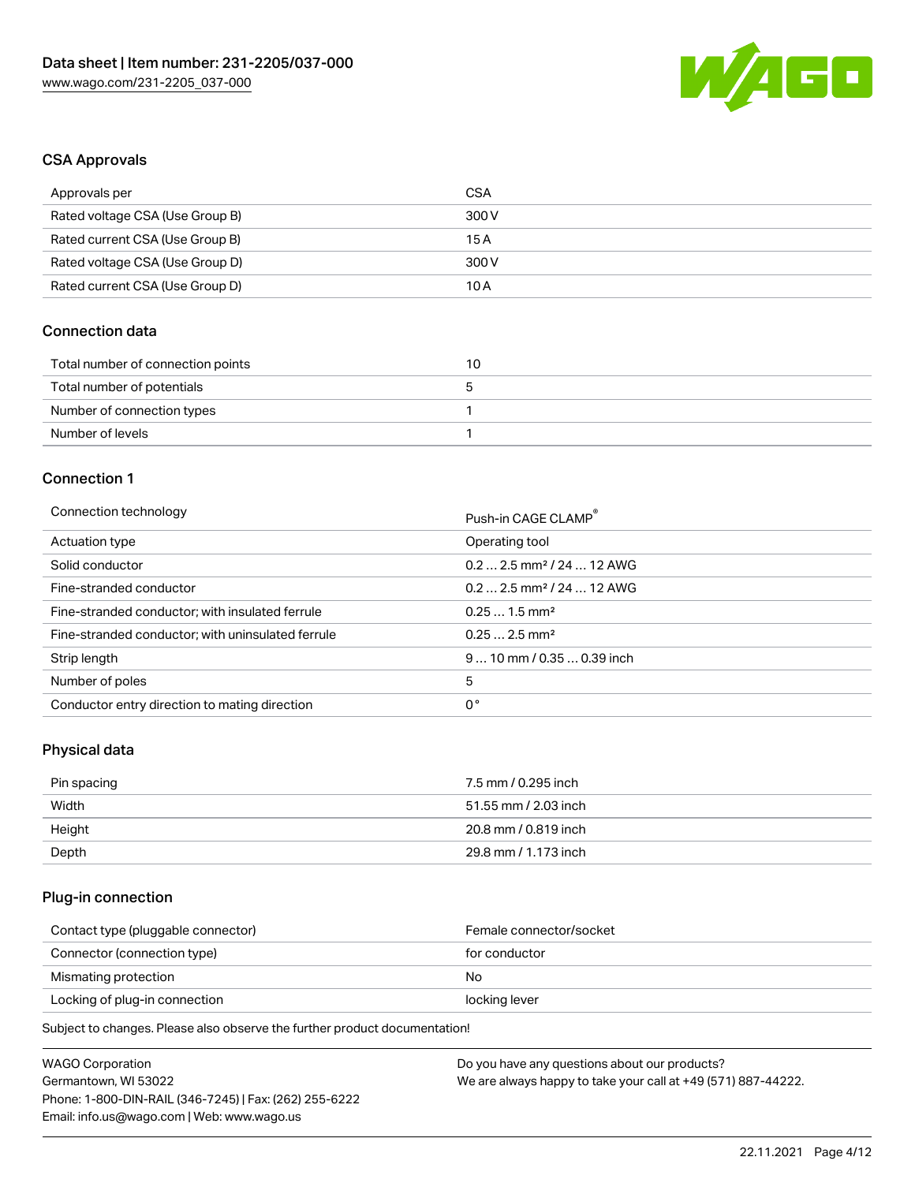## CSA Approvals

| Approvals per | CSA |
| --- | --- |
| Rated voltage CSA (Use Group B) | 300 V |
| Rated current CSA (Use Group B) | 15 A |
| Rated voltage CSA (Use Group D) | 300 V |
| Rated current CSA (Use Group D) | 10 A |

## Connection data

| Total number of connection points | 10 |
| --- | --- |
| Total number of potentials | 5 |
| Number of connection types | 1 |
| Number of levels | 1 |

## Connection 1

| Connection technology | Push-in CAGE CLAMP® |
| --- | --- |
| Actuation type | Operating tool |
| Solid conductor | 0.2 … 2.5 mm² / 24 … 12 AWG |
| Fine-stranded conductor | 0.2 … 2.5 mm² / 24 … 12 AWG |
| Fine-stranded conductor; with insulated ferrule | 0.25 … 1.5 mm² |
| Fine-stranded conductor; with uninsulated ferrule | 0.25 … 2.5 mm² |
| Strip length | 9 … 10 mm / 0.35 … 0.39 inch |
| Number of poles | 5 |
| Conductor entry direction to mating direction | 0 ° |

## Physical data

| Pin spacing | 7.5 mm / 0.295 inch |
| --- | --- |
| Width | 51.55 mm / 2.03 inch |
| Height | 20.8 mm / 0.819 inch |
| Depth | 29.8 mm / 1.173 inch |

## Plug-in connection

| Contact type (pluggable connector) | Female connector/socket |
| --- | --- |
| Connector (connection type) | for conductor |
| Mismating protection | No |
| Locking of plug-in connection | locking lever |

Subject to changes. Please also observe the further product documentation!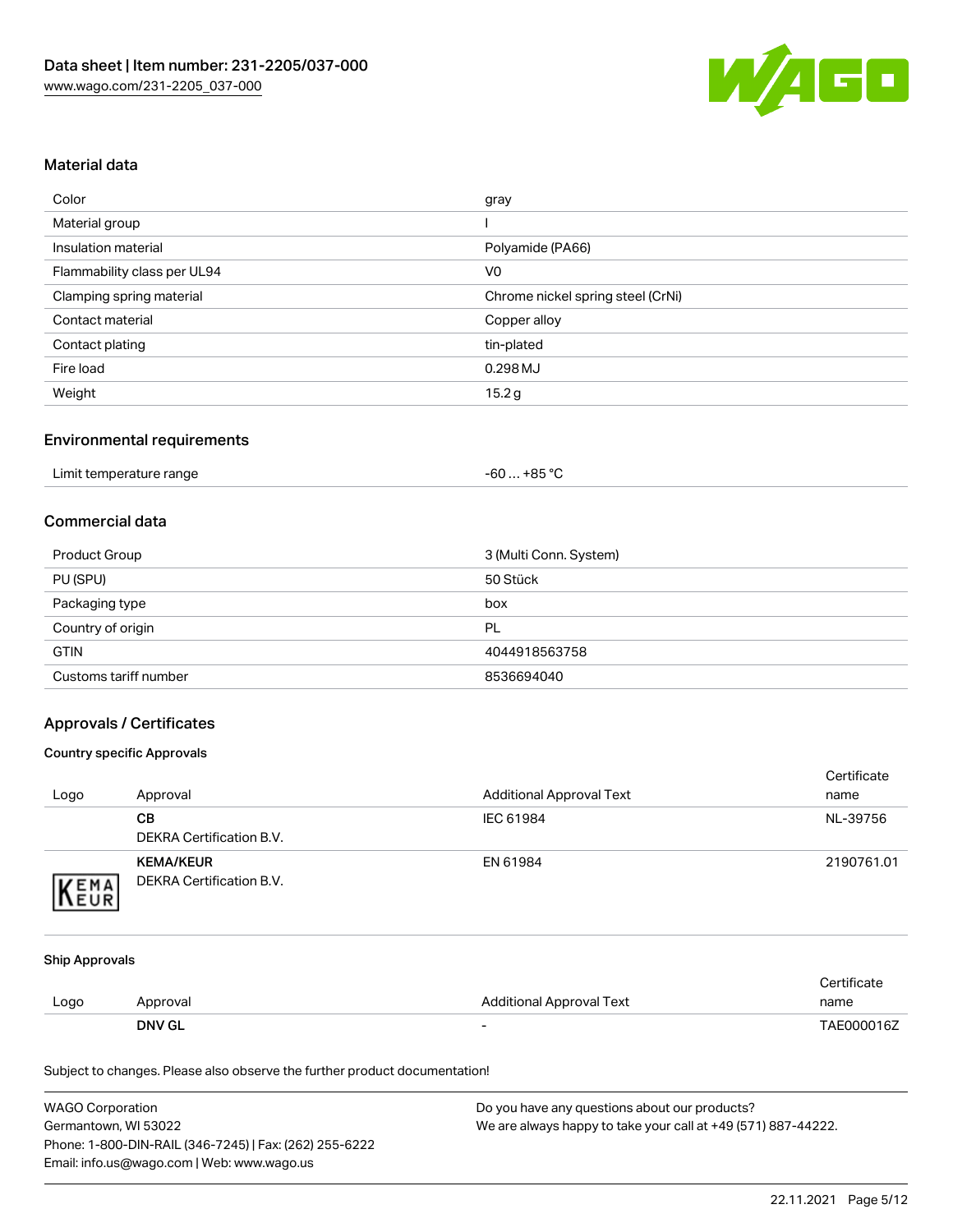## Material data

| Color | gray |
|---|---|
| Material group | I |
| Insulation material | Polyamide (PA66) |
| Flammability class per UL94 | V0 |
| Clamping spring material | Chrome nickel spring steel (CrNi) |
| Contact material | Copper alloy |
| Contact plating | tin-plated |
| Fire load | 0.298 MJ |
| Weight | 15.2 g |

## Environmental requirements

| Limit temperature range | -60 … +85 °C |
|---|---|

## Commercial data

| Product Group | 3 (Multi Conn. System) |
|---|---|
| PU (SPU) | 50 Stück |
| Packaging type | box |
| Country of origin | PL |
| GTIN | 4044918563758 |
| Customs tariff number | 8536694040 |

## Approvals / Certificates

### Country specific Approvals

| Logo | Approval | Additional Approval Text | Certificate name |
|---|---|---|---|
| | **CB** DEKRA Certification B.V. | IEC 61984 | NL-39756 |
| | **KEMA/KEUR** DEKRA Certification B.V. | EN 61984 | 2190761.01 |

### Ship Approvals

| Logo | Approval | Additional Approval Text | Certificate name |
|---|---|---|---|
| | **DNV GL** | - | TAE000016Z |

Subject to changes. Please also observe the further product documentation!

WAGO Corporation
Germantown, WI 53022
Phone: 1-800-DIN-RAIL (346-7245) | Fax: (262) 255-6222
Email: info.us@wago.com | Web: www.wago.us

Do you have any questions about our products?
We are always happy to take your call at +49 (571) 887-44222.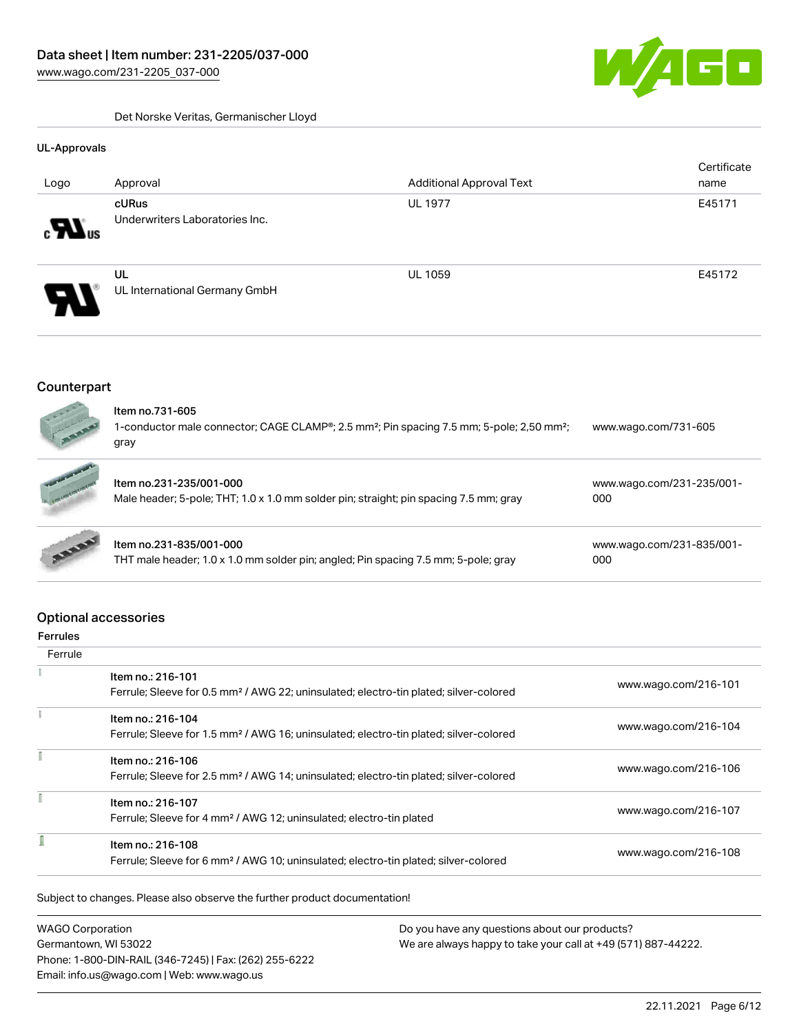Det Norske Veritas, Germanischer Lloyd

**UL-Approvals**

| Logo | Approval | Additional Approval Text | Certificate name |
|---|---|---|---|
| | cURus<br>Underwriters Laboratories Inc. | UL 1977 | E45171 |
| | UL<br>UL International Germany GmbH | UL 1059 | E45172 |

## Counterpart

| | | |
|---|---|---|
| | Item no.731-605<br>1-conductor male connector; CAGE CLAMP®; 2.5 mm²; Pin spacing 7.5 mm; 5-pole; 2,50 mm²; gray | www.wago.com/731-605 |
| | Item no.231-235/001-000<br>Male header; 5-pole; THT; 1.0 x 1.0 mm solder pin; straight; pin spacing 7.5 mm; gray | www.wago.com/231-235/001-000 |
| | Item no.231-835/001-000<br>THT male header; 1.0 x 1.0 mm solder pin; angled; Pin spacing 7.5 mm; 5-pole; gray | www.wago.com/231-835/001-000 |

## Optional accessories

**Ferrules**

| Ferrule | | |
|---|---|---|
| | Item no.: 216-101<br>Ferrule; Sleeve for 0.5 mm² / AWG 22; uninsulated; electro-tin plated; silver-colored | www.wago.com/216-101 |
| | Item no.: 216-104<br>Ferrule; Sleeve for 1.5 mm² / AWG 16; uninsulated; electro-tin plated; silver-colored | www.wago.com/216-104 |
| | Item no.: 216-106<br>Ferrule; Sleeve for 2.5 mm² / AWG 14; uninsulated; electro-tin plated; silver-colored | www.wago.com/216-106 |
| | Item no.: 216-107<br>Ferrule; Sleeve for 4 mm² / AWG 12; uninsulated; electro-tin plated | www.wago.com/216-107 |
| | Item no.: 216-108<br>Ferrule; Sleeve for 6 mm² / AWG 10; uninsulated; electro-tin plated; silver-colored | www.wago.com/216-108 |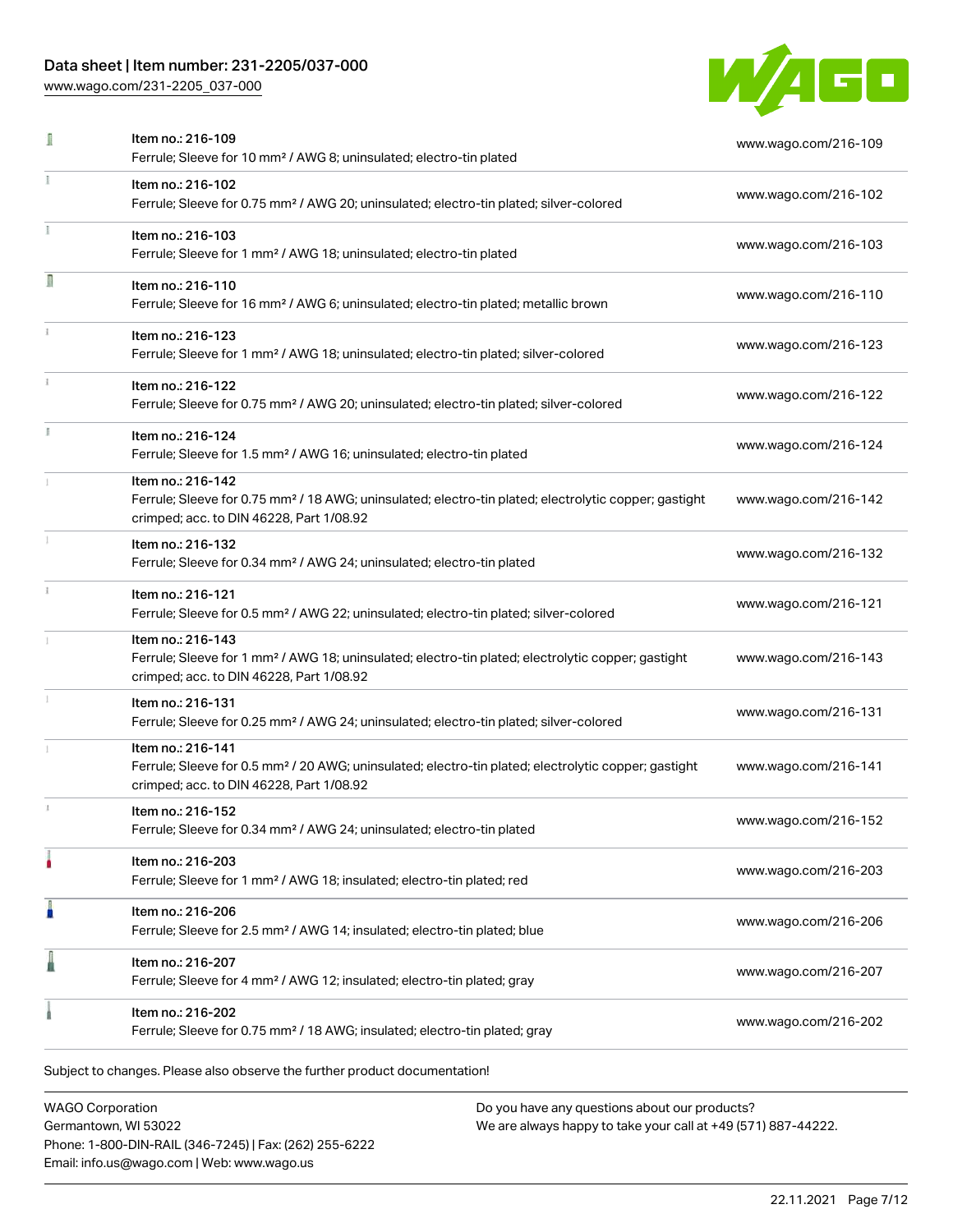| | | |
|---|---|---|
| | Item no.: 216-109<br>Ferrule; Sleeve for 10 mm² / AWG 8; uninsulated; electro-tin plated | www.wago.com/216-109 |
| | Item no.: 216-102<br>Ferrule; Sleeve for 0.75 mm² / AWG 20; uninsulated; electro-tin plated; silver-colored | www.wago.com/216-102 |
| | Item no.: 216-103<br>Ferrule; Sleeve for 1 mm² / AWG 18; uninsulated; electro-tin plated | www.wago.com/216-103 |
| | Item no.: 216-110<br>Ferrule; Sleeve for 16 mm² / AWG 6; uninsulated; electro-tin plated; metallic brown | www.wago.com/216-110 |
| | Item no.: 216-123<br>Ferrule; Sleeve for 1 mm² / AWG 18; uninsulated; electro-tin plated; silver-colored | www.wago.com/216-123 |
| | Item no.: 216-122<br>Ferrule; Sleeve for 0.75 mm² / AWG 20; uninsulated; electro-tin plated; silver-colored | www.wago.com/216-122 |
| | Item no.: 216-124<br>Ferrule; Sleeve for 1.5 mm² / AWG 16; uninsulated; electro-tin plated | www.wago.com/216-124 |
| | Item no.: 216-142<br>Ferrule; Sleeve for 0.75 mm² / 18 AWG; uninsulated; electro-tin plated; electrolytic copper; gastight crimped; acc. to DIN 46228, Part 1/08.92 | www.wago.com/216-142 |
| | Item no.: 216-132<br>Ferrule; Sleeve for 0.34 mm² / AWG 24; uninsulated; electro-tin plated | www.wago.com/216-132 |
| | Item no.: 216-121<br>Ferrule; Sleeve for 0.5 mm² / AWG 22; uninsulated; electro-tin plated; silver-colored | www.wago.com/216-121 |
| | Item no.: 216-143<br>Ferrule; Sleeve for 1 mm² / AWG 18; uninsulated; electro-tin plated; electrolytic copper; gastight crimped; acc. to DIN 46228, Part 1/08.92 | www.wago.com/216-143 |
| | Item no.: 216-131<br>Ferrule; Sleeve for 0.25 mm² / AWG 24; uninsulated; electro-tin plated; silver-colored | www.wago.com/216-131 |
| | Item no.: 216-141<br>Ferrule; Sleeve for 0.5 mm² / 20 AWG; uninsulated; electro-tin plated; electrolytic copper; gastight crimped; acc. to DIN 46228, Part 1/08.92 | www.wago.com/216-141 |
| | Item no.: 216-152<br>Ferrule; Sleeve for 0.34 mm² / AWG 24; uninsulated; electro-tin plated | www.wago.com/216-152 |
| | Item no.: 216-203<br>Ferrule; Sleeve for 1 mm² / AWG 18; insulated; electro-tin plated; red | www.wago.com/216-203 |
| | Item no.: 216-206<br>Ferrule; Sleeve for 2.5 mm² / AWG 14; insulated; electro-tin plated; blue | www.wago.com/216-206 |
| | Item no.: 216-207<br>Ferrule; Sleeve for 4 mm² / AWG 12; insulated; electro-tin plated; gray | www.wago.com/216-207 |
| | Item no.: 216-202<br>Ferrule; Sleeve for 0.75 mm² / 18 AWG; insulated; electro-tin plated; gray | www.wago.com/216-202 |

Subject to changes. Please also observe the further product documentation!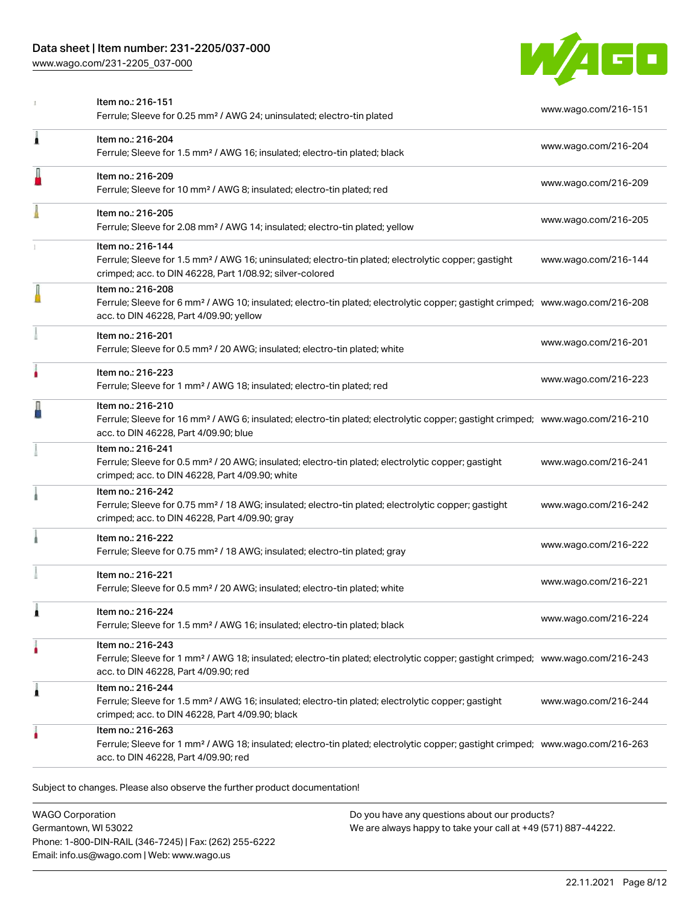| Item | Link |
| --- | --- |
| Item no.: 216-151<br>Ferrule; Sleeve for 0.25 mm² / AWG 24; uninsulated; electro-tin plated | www.wago.com/216-151 |
| Item no.: 216-204<br>Ferrule; Sleeve for 1.5 mm² / AWG 16; insulated; electro-tin plated; black | www.wago.com/216-204 |
| Item no.: 216-209<br>Ferrule; Sleeve for 10 mm² / AWG 8; insulated; electro-tin plated; red | www.wago.com/216-209 |
| Item no.: 216-205<br>Ferrule; Sleeve for 2.08 mm² / AWG 14; insulated; electro-tin plated; yellow | www.wago.com/216-205 |
| Item no.: 216-144<br>Ferrule; Sleeve for 1.5 mm² / AWG 16; uninsulated; electro-tin plated; electrolytic copper; gastight crimped; acc. to DIN 46228, Part 1/08.92; silver-colored | www.wago.com/216-144 |
| Item no.: 216-208<br>Ferrule; Sleeve for 6 mm² / AWG 10; insulated; electro-tin plated; electrolytic copper; gastight crimped; acc. to DIN 46228, Part 4/09.90; yellow | www.wago.com/216-208 |
| Item no.: 216-201<br>Ferrule; Sleeve for 0.5 mm² / 20 AWG; insulated; electro-tin plated; white | www.wago.com/216-201 |
| Item no.: 216-223<br>Ferrule; Sleeve for 1 mm² / AWG 18; insulated; electro-tin plated; red | www.wago.com/216-223 |
| Item no.: 216-210<br>Ferrule; Sleeve for 16 mm² / AWG 6; insulated; electro-tin plated; electrolytic copper; gastight crimped; acc. to DIN 46228, Part 4/09.90; blue | www.wago.com/216-210 |
| Item no.: 216-241<br>Ferrule; Sleeve for 0.5 mm² / 20 AWG; insulated; electro-tin plated; electrolytic copper; gastight crimped; acc. to DIN 46228, Part 4/09.90; white | www.wago.com/216-241 |
| Item no.: 216-242<br>Ferrule; Sleeve for 0.75 mm² / 18 AWG; insulated; electro-tin plated; electrolytic copper; gastight crimped; acc. to DIN 46228, Part 4/09.90; gray | www.wago.com/216-242 |
| Item no.: 216-222<br>Ferrule; Sleeve for 0.75 mm² / 18 AWG; insulated; electro-tin plated; gray | www.wago.com/216-222 |
| Item no.: 216-221<br>Ferrule; Sleeve for 0.5 mm² / 20 AWG; insulated; electro-tin plated; white | www.wago.com/216-221 |
| Item no.: 216-224<br>Ferrule; Sleeve for 1.5 mm² / AWG 16; insulated; electro-tin plated; black | www.wago.com/216-224 |
| Item no.: 216-243<br>Ferrule; Sleeve for 1 mm² / AWG 18; insulated; electro-tin plated; electrolytic copper; gastight crimped; acc. to DIN 46228, Part 4/09.90; red | www.wago.com/216-243 |
| Item no.: 216-244<br>Ferrule; Sleeve for 1.5 mm² / AWG 16; insulated; electro-tin plated; electrolytic copper; gastight crimped; acc. to DIN 46228, Part 4/09.90; black | www.wago.com/216-244 |
| Item no.: 216-263<br>Ferrule; Sleeve for 1 mm² / AWG 18; insulated; electro-tin plated; electrolytic copper; gastight crimped; acc. to DIN 46228, Part 4/09.90; red | www.wago.com/216-263 |

Subject to changes. Please also observe the further product documentation!

WAGO Corporation
Germantown, WI 53022
Phone: 1-800-DIN-RAIL (346-7245) | Fax: (262) 255-6222
Email: info.us@wago.com | Web: www.wago.us

Do you have any questions about our products?
We are always happy to take your call at +49 (571) 887-44222.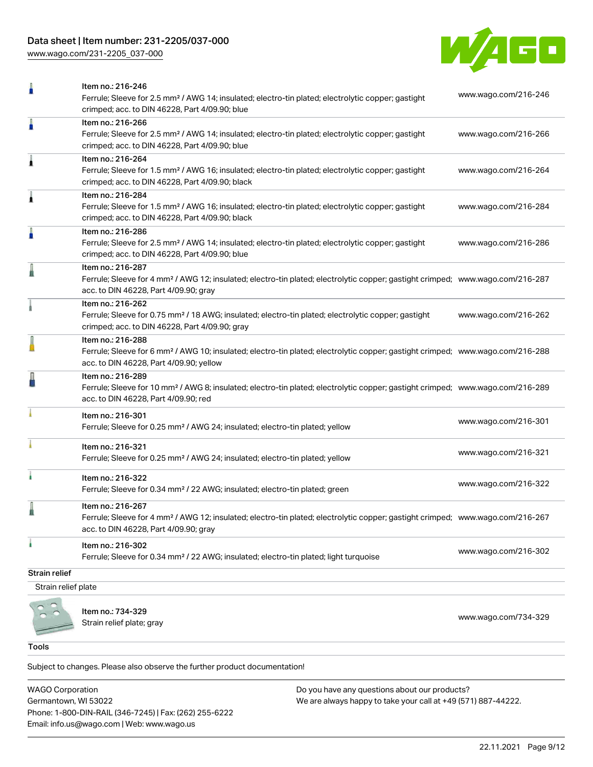| | | |
|---|---|---|
| | Item no.: 216-246<br>Ferrule; Sleeve for 2.5 mm² / AWG 14; insulated; electro-tin plated; electrolytic copper; gastight crimped; acc. to DIN 46228, Part 4/09.90; blue | www.wago.com/216-246 |
| | Item no.: 216-266<br>Ferrule; Sleeve for 2.5 mm² / AWG 14; insulated; electro-tin plated; electrolytic copper; gastight crimped; acc. to DIN 46228, Part 4/09.90; blue | www.wago.com/216-266 |
| | Item no.: 216-264<br>Ferrule; Sleeve for 1.5 mm² / AWG 16; insulated; electro-tin plated; electrolytic copper; gastight crimped; acc. to DIN 46228, Part 4/09.90; black | www.wago.com/216-264 |
| | Item no.: 216-284<br>Ferrule; Sleeve for 1.5 mm² / AWG 16; insulated; electro-tin plated; electrolytic copper; gastight crimped; acc. to DIN 46228, Part 4/09.90; black | www.wago.com/216-284 |
| | Item no.: 216-286<br>Ferrule; Sleeve for 2.5 mm² / AWG 14; insulated; electro-tin plated; electrolytic copper; gastight crimped; acc. to DIN 46228, Part 4/09.90; blue | www.wago.com/216-286 |
| | Item no.: 216-287<br>Ferrule; Sleeve for 4 mm² / AWG 12; insulated; electro-tin plated; electrolytic copper; gastight crimped; acc. to DIN 46228, Part 4/09.90; gray | www.wago.com/216-287 |
| | Item no.: 216-262<br>Ferrule; Sleeve for 0.75 mm² / 18 AWG; insulated; electro-tin plated; electrolytic copper; gastight crimped; acc. to DIN 46228, Part 4/09.90; gray | www.wago.com/216-262 |
| | Item no.: 216-288<br>Ferrule; Sleeve for 6 mm² / AWG 10; insulated; electro-tin plated; electrolytic copper; gastight crimped; acc. to DIN 46228, Part 4/09.90; yellow | www.wago.com/216-288 |
| | Item no.: 216-289<br>Ferrule; Sleeve for 10 mm² / AWG 8; insulated; electro-tin plated; electrolytic copper; gastight crimped; acc. to DIN 46228, Part 4/09.90; red | www.wago.com/216-289 |
| | Item no.: 216-301<br>Ferrule; Sleeve for 0.25 mm² / AWG 24; insulated; electro-tin plated; yellow | www.wago.com/216-301 |
| | Item no.: 216-321<br>Ferrule; Sleeve for 0.25 mm² / AWG 24; insulated; electro-tin plated; yellow | www.wago.com/216-321 |
| | Item no.: 216-322<br>Ferrule; Sleeve for 0.34 mm² / 22 AWG; insulated; electro-tin plated; green | www.wago.com/216-322 |
| | Item no.: 216-267<br>Ferrule; Sleeve for 4 mm² / AWG 12; insulated; electro-tin plated; electrolytic copper; gastight crimped; acc. to DIN 46228, Part 4/09.90; gray | www.wago.com/216-267 |
| | Item no.: 216-302<br>Ferrule; Sleeve for 0.34 mm² / 22 AWG; insulated; electro-tin plated; light turquoise | www.wago.com/216-302 |

**Strain relief**

Strain relief plate

| | | |
|---|---|---|
| | Item no.: 734-329<br>Strain relief plate; gray | www.wago.com/734-329 |

**Tools**

Subject to changes. Please also observe the further product documentation!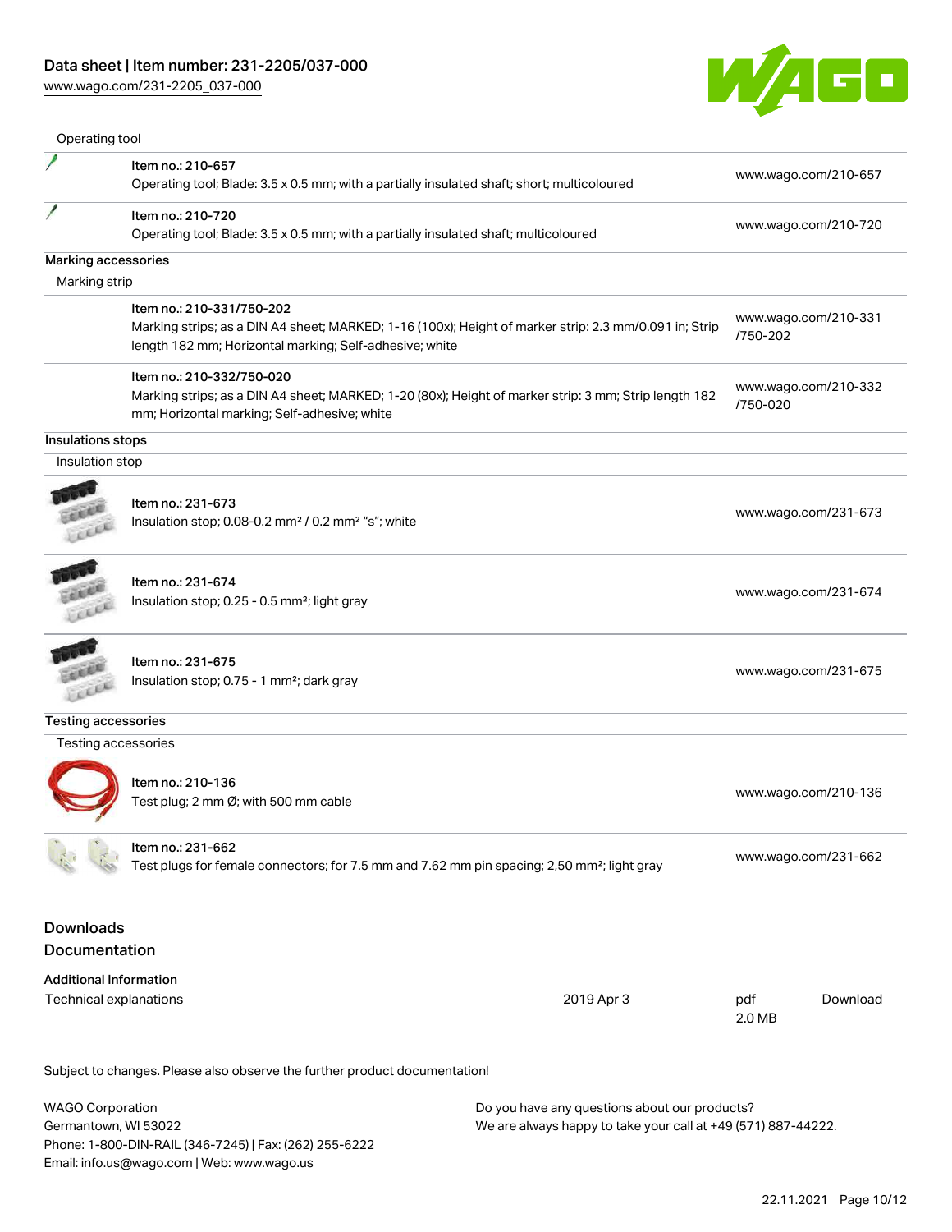Operating tool

| | | |
|---|---|---|
| | Item no.: 210-657<br>Operating tool; Blade: 3.5 x 0.5 mm; with a partially insulated shaft; short; multicoloured | www.wago.com/210-657 |
| | Item no.: 210-720<br>Operating tool; Blade: 3.5 x 0.5 mm; with a partially insulated shaft; multicoloured | www.wago.com/210-720 |

**Marking accessories**

Marking strip

| | | |
|---|---|---|
| | Item no.: 210-331/750-202<br>Marking strips; as a DIN A4 sheet; MARKED; 1-16 (100x); Height of marker strip: 2.3 mm/0.091 in; Strip length 182 mm; Horizontal marking; Self-adhesive; white | www.wago.com/210-331/750-202 |
| | Item no.: 210-332/750-020<br>Marking strips; as a DIN A4 sheet; MARKED; 1-20 (80x); Height of marker strip: 3 mm; Strip length 182 mm; Horizontal marking; Self-adhesive; white | www.wago.com/210-332/750-020 |

**Insulations stops**

Insulation stop

| | | |
|---|---|---|
| | Item no.: 231-673<br>Insulation stop; 0.08-0.2 mm² / 0.2 mm² "s"; white | www.wago.com/231-673 |
| | Item no.: 231-674<br>Insulation stop; 0.25 - 0.5 mm²; light gray | www.wago.com/231-674 |
| | Item no.: 231-675<br>Insulation stop; 0.75 - 1 mm²; dark gray | www.wago.com/231-675 |

**Testing accessories**

Testing accessories

| | | |
|---|---|---|
| | Item no.: 210-136<br>Test plug; 2 mm Ø; with 500 mm cable | www.wago.com/210-136 |
| | Item no.: 231-662<br>Test plugs for female connectors; for 7.5 mm and 7.62 mm pin spacing; 2,50 mm²; light gray | www.wago.com/231-662 |

## Downloads
## Documentation

**Additional Information**

| | | | |
|---|---|---|---|
| Technical explanations | 2019 Apr 3 | pdf<br>2.0 MB | Download |

Subject to changes. Please also observe the further product documentation!

WAGO Corporation
Germantown, WI 53022
Phone: 1-800-DIN-RAIL (346-7245) | Fax: (262) 255-6222
Email: info.us@wago.com | Web: www.wago.us

Do you have any questions about our products?
We are always happy to take your call at +49 (571) 887-44222.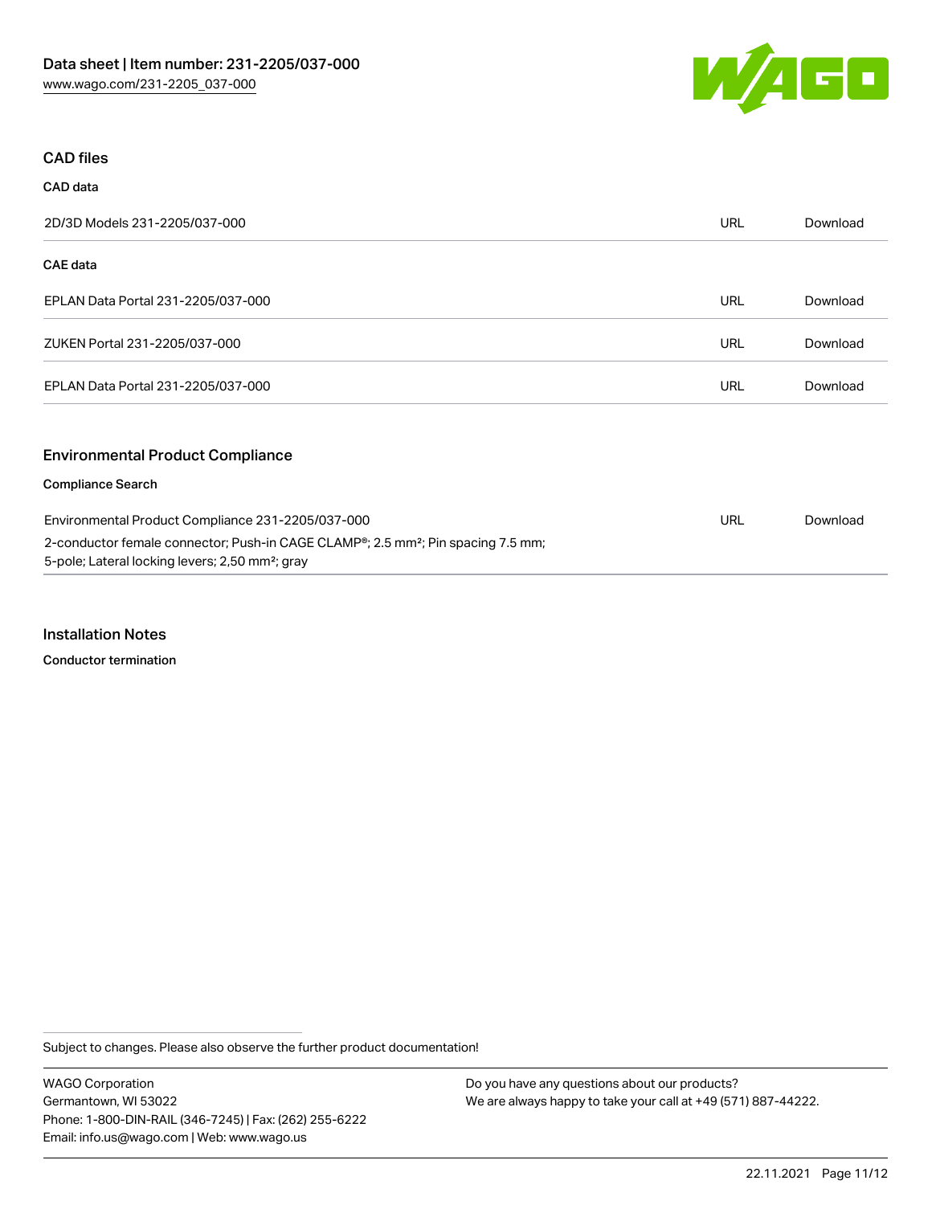## CAD files

### CAD data

| 2D/3D Models 231-2205/037-000 | URL | Download |
| --- | --- | --- |

### CAE data

| EPLAN Data Portal 231-2205/037-000 | URL | Download |
| --- | --- | --- |
| ZUKEN Portal 231-2205/037-000 | URL | Download |
| EPLAN Data Portal 231-2205/037-000 | URL | Download |

## Environmental Product Compliance

### Compliance Search

| Environmental Product Compliance 231-2205/037-000<br>2-conductor female connector; Push-in CAGE CLAMP®; 2.5 mm²; Pin spacing 7.5 mm; 5-pole; Lateral locking levers; 2,50 mm²; gray | URL | Download |
| --- | --- | --- |

## Installation Notes

### Conductor termination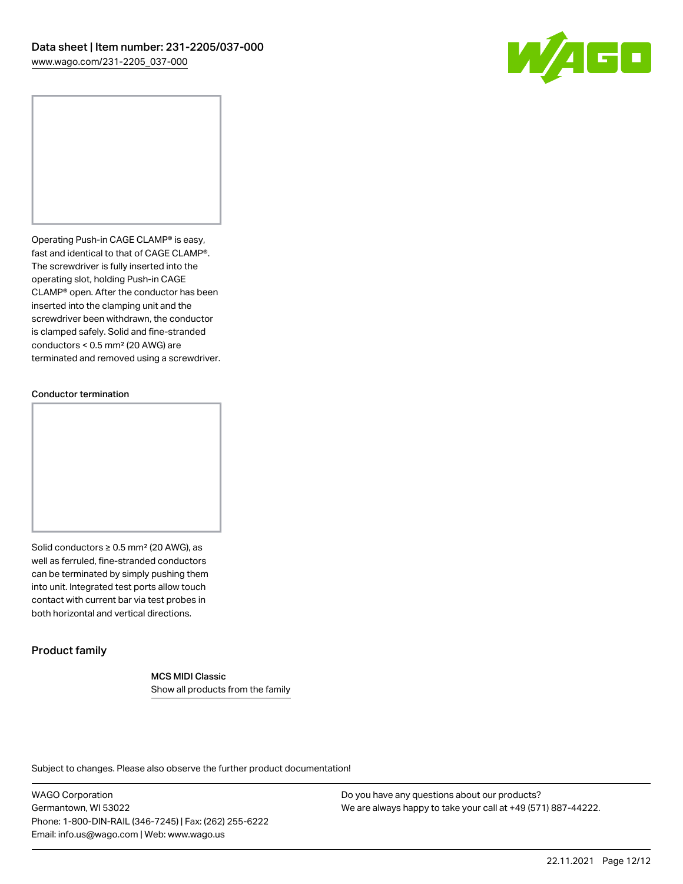Operating Push-in CAGE CLAMP® is easy, fast and identical to that of CAGE CLAMP®. The screwdriver is fully inserted into the operating slot, holding Push-in CAGE CLAMP® open. After the conductor has been inserted into the clamping unit and the screwdriver been withdrawn, the conductor is clamped safely. Solid and fine-stranded conductors < 0.5 mm² (20 AWG) are terminated and removed using a screwdriver.

Conductor termination

Solid conductors ≥ 0.5 mm² (20 AWG), as well as ferruled, fine-stranded conductors can be terminated by simply pushing them into unit. Integrated test ports allow touch contact with current bar via test probes in both horizontal and vertical directions.

## Product family

MCS MIDI Classic
Show all products from the family

Subject to changes. Please also observe the further product documentation!

WAGO Corporation
Germantown, WI 53022
Phone: 1-800-DIN-RAIL (346-7245) | Fax: (262) 255-6222
Email: info.us@wago.com | Web: www.wago.us

Do you have any questions about our products?
We are always happy to take your call at +49 (571) 887-44222.